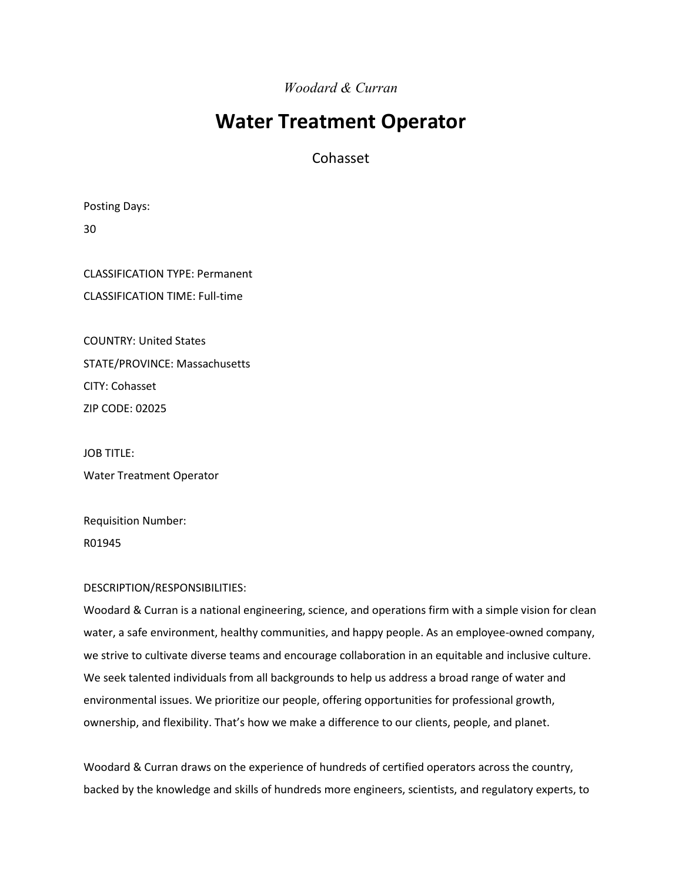*Woodard & Curran*

# Water Treatment Operator

Cohasset

Posting Days:

30

CLASSIFICATION TYPE: Permanent

CLASSIFICATION TIME: Full-time

COUNTRY: United States

STATE/PROVINCE: Massachusetts

CITY: Cohasset

ZIP CODE: 02025

JOB TITLE:

Water Treatment Operator

Requisition Number:

R01945

DESCRIPTION/RESPONSIBILITIES:

Woodard & Curran is a national engineering, science, and operations firm with a simple vision for clean water, a safe environment, healthy communities, and happy people. As an employee-owned company, we strive to cultivate diverse teams and encourage collaboration in an equitable and inclusive culture. We seek talented individuals from all backgrounds to help us address a broad range of water and environmental issues. We prioritize our people, offering opportunities for professional growth, ownership, and flexibility. That's how we make a difference to our clients, people, and planet.

Woodard & Curran draws on the experience of hundreds of certified operators across the country, backed by the knowledge and skills of hundreds more engineers, scientists, and regulatory experts, to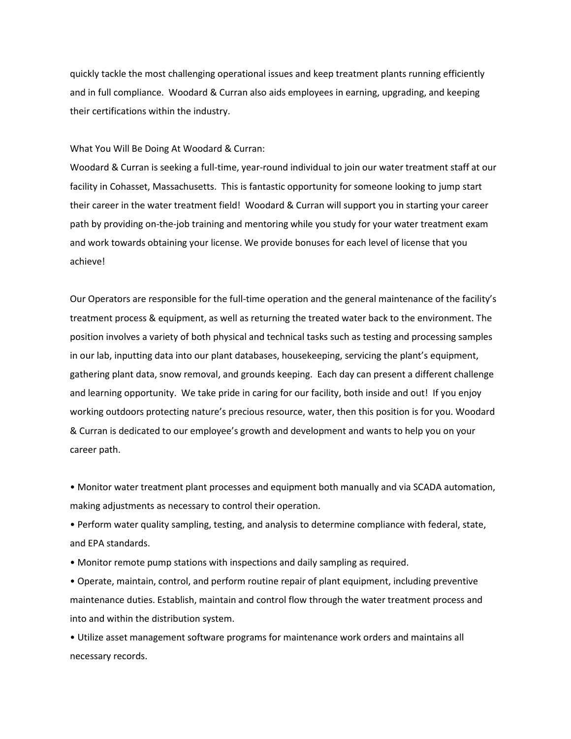quickly tackle the most challenging operational issues and keep treatment plants running efficiently and in full compliance.  Woodard & Curran also aids employees in earning, upgrading, and keeping their certifications within the industry.

What You Will Be Doing At Woodard & Curran:

Woodard & Curran is seeking a full-time, year-round individual to join our water treatment staff at our facility in Cohasset, Massachusetts.  This is fantastic opportunity for someone looking to jump start their career in the water treatment field!  Woodard & Curran will support you in starting your career path by providing on-the-job training and mentoring while you study for your water treatment exam and work towards obtaining your license. We provide bonuses for each level of license that you achieve!

Our Operators are responsible for the full-time operation and the general maintenance of the facility's treatment process & equipment, as well as returning the treated water back to the environment. The position involves a variety of both physical and technical tasks such as testing and processing samples in our lab, inputting data into our plant databases, housekeeping, servicing the plant's equipment, gathering plant data, snow removal, and grounds keeping.  Each day can present a different challenge and learning opportunity.  We take pride in caring for our facility, both inside and out!  If you enjoy working outdoors protecting nature's precious resource, water, then this position is for you. Woodard & Curran is dedicated to our employee's growth and development and wants to help you on your career path.

- Monitor water treatment plant processes and equipment both manually and via SCADA automation, making adjustments as necessary to control their operation.
- Perform water quality sampling, testing, and analysis to determine compliance with federal, state, and EPA standards.
- Monitor remote pump stations with inspections and daily sampling as required.
- Operate, maintain, control, and perform routine repair of plant equipment, including preventive maintenance duties. Establish, maintain and control flow through the water treatment process and into and within the distribution system.
- Utilize asset management software programs for maintenance work orders and maintains all necessary records.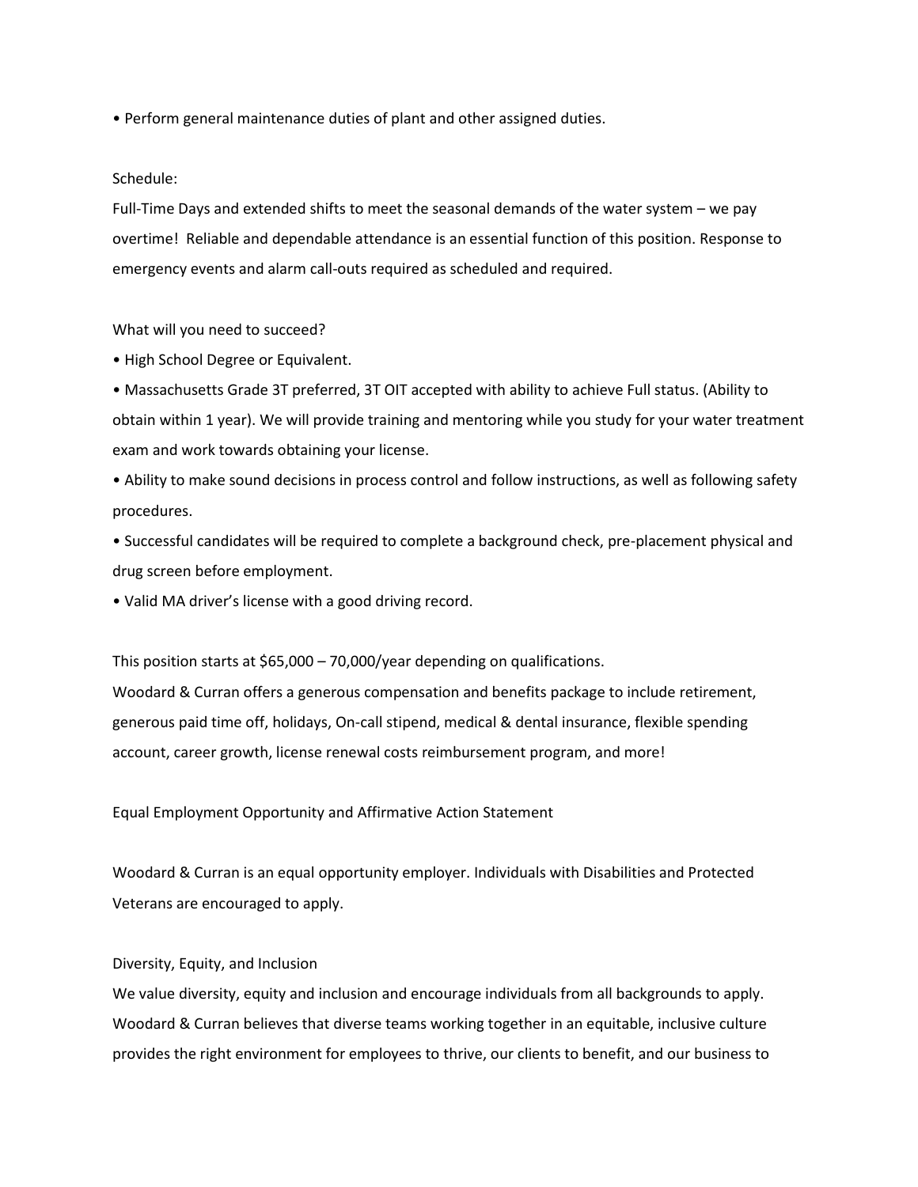• Perform general maintenance duties of plant and other assigned duties.

Schedule:

Full-Time Days and extended shifts to meet the seasonal demands of the water system – we pay overtime! Reliable and dependable attendance is an essential function of this position. Response to emergency events and alarm call-outs required as scheduled and required.

What will you need to succeed?

- High School Degree or Equivalent.
- Massachusetts Grade 3T preferred, 3T OIT accepted with ability to achieve Full status. (Ability to obtain within 1 year). We will provide training and mentoring while you study for your water treatment exam and work towards obtaining your license.
- Ability to make sound decisions in process control and follow instructions, as well as following safety procedures.
- Successful candidates will be required to complete a background check, pre-placement physical and drug screen before employment.
- Valid MA driver's license with a good driving record.

This position starts at $65,000 – 70,000/year depending on qualifications.

Woodard & Curran offers a generous compensation and benefits package to include retirement, generous paid time off, holidays, On-call stipend, medical & dental insurance, flexible spending account, career growth, license renewal costs reimbursement program, and more!

Equal Employment Opportunity and Affirmative Action Statement

Woodard & Curran is an equal opportunity employer. Individuals with Disabilities and Protected Veterans are encouraged to apply.

Diversity, Equity, and Inclusion

We value diversity, equity and inclusion and encourage individuals from all backgrounds to apply. Woodard & Curran believes that diverse teams working together in an equitable, inclusive culture provides the right environment for employees to thrive, our clients to benefit, and our business to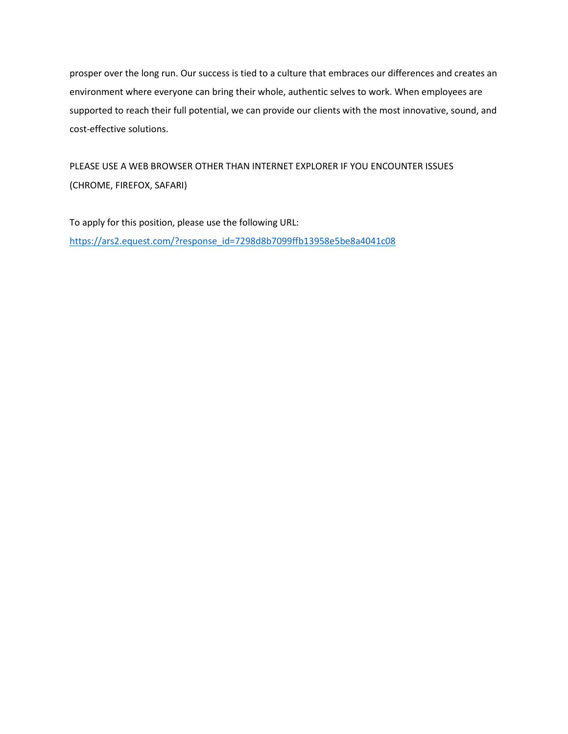prosper over the long run. Our success is tied to a culture that embraces our differences and creates an environment where everyone can bring their whole, authentic selves to work. When employees are supported to reach their full potential, we can provide our clients with the most innovative, sound, and cost-effective solutions.

PLEASE USE A WEB BROWSER OTHER THAN INTERNET EXPLORER IF YOU ENCOUNTER ISSUES (CHROME, FIREFOX, SAFARI)

To apply for this position, please use the following URL:
https://ars2.equest.com/?response_id=7298d8b7099ffb13958e5be8a4041c08